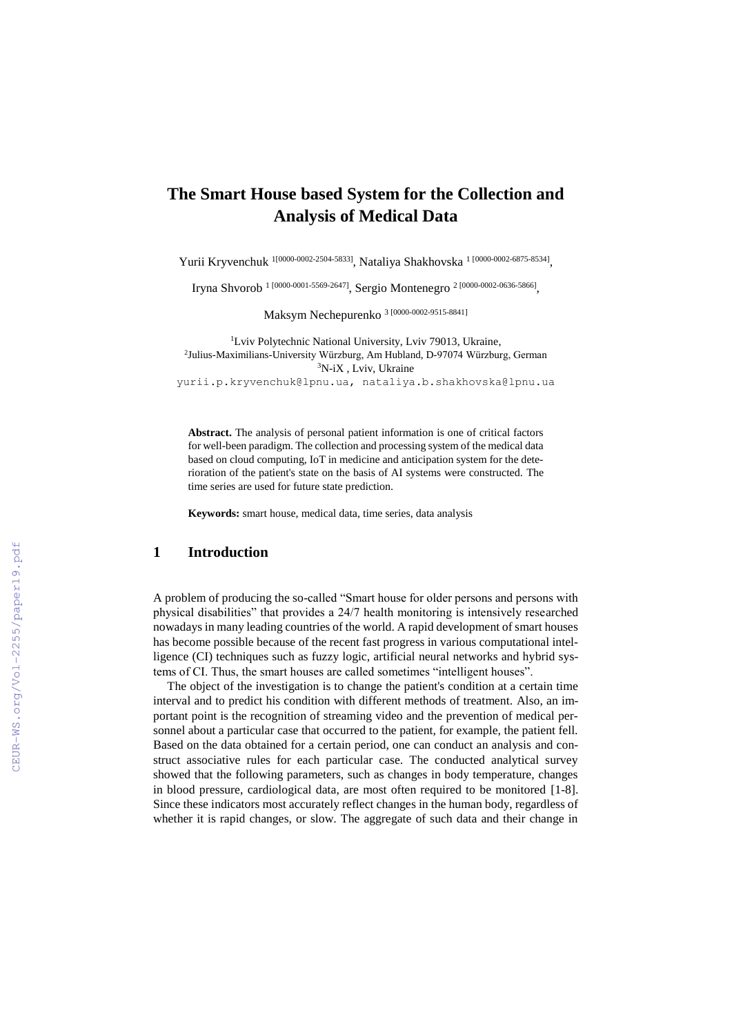# The Smart House based System for the Collection and Analysis of Medical Data

Yurii Kryvenchuk [1[0000-0002-2504-5833]], Nataliya Shakhovska [1 [0000-0002-6875-8534]],

Iryna Shvorob [1 [0000-0001-5569-2647]], Sergio Montenegro [2 [0000-0002-0636-5866]],

Maksym Nechepurenko [3 [0000-0002-9515-8841]]

[1]Lviv Polytechnic National University, Lviv 79013, Ukraine,
[2]Julius-Maximilians-University Würzburg, Am Hubland, D-97074 Würzburg, German
[3]N-iX , Lviv, Ukraine
yurii.p.kryvenchuk@lpnu.ua, nataliya.b.shakhovska@lpnu.ua

**Abstract.** The analysis of personal patient information is one of critical factors for well-been paradigm. The collection and processing system of the medical data based on cloud computing, IoT in medicine and anticipation system for the deterioration of the patient's state on the basis of AI systems were constructed. The time series are used for future state prediction.

**Keywords:** smart house, medical data, time series, data analysis

## 1 Introduction

A problem of producing the so-called "Smart house for older persons and persons with physical disabilities" that provides a 24/7 health monitoring is intensively researched nowadays in many leading countries of the world. A rapid development of smart houses has become possible because of the recent fast progress in various computational intelligence (CI) techniques such as fuzzy logic, artificial neural networks and hybrid systems of CI. Thus, the smart houses are called sometimes "intelligent houses".

The object of the investigation is to change the patient's condition at a certain time interval and to predict his condition with different methods of treatment. Also, an important point is the recognition of streaming video and the prevention of medical personnel about a particular case that occurred to the patient, for example, the patient fell. Based on the data obtained for a certain period, one can conduct an analysis and construct associative rules for each particular case. The conducted analytical survey showed that the following parameters, such as changes in body temperature, changes in blood pressure, cardiological data, are most often required to be monitored [1-8]. Since these indicators most accurately reflect changes in the human body, regardless of whether it is rapid changes, or slow. The aggregate of such data and their change in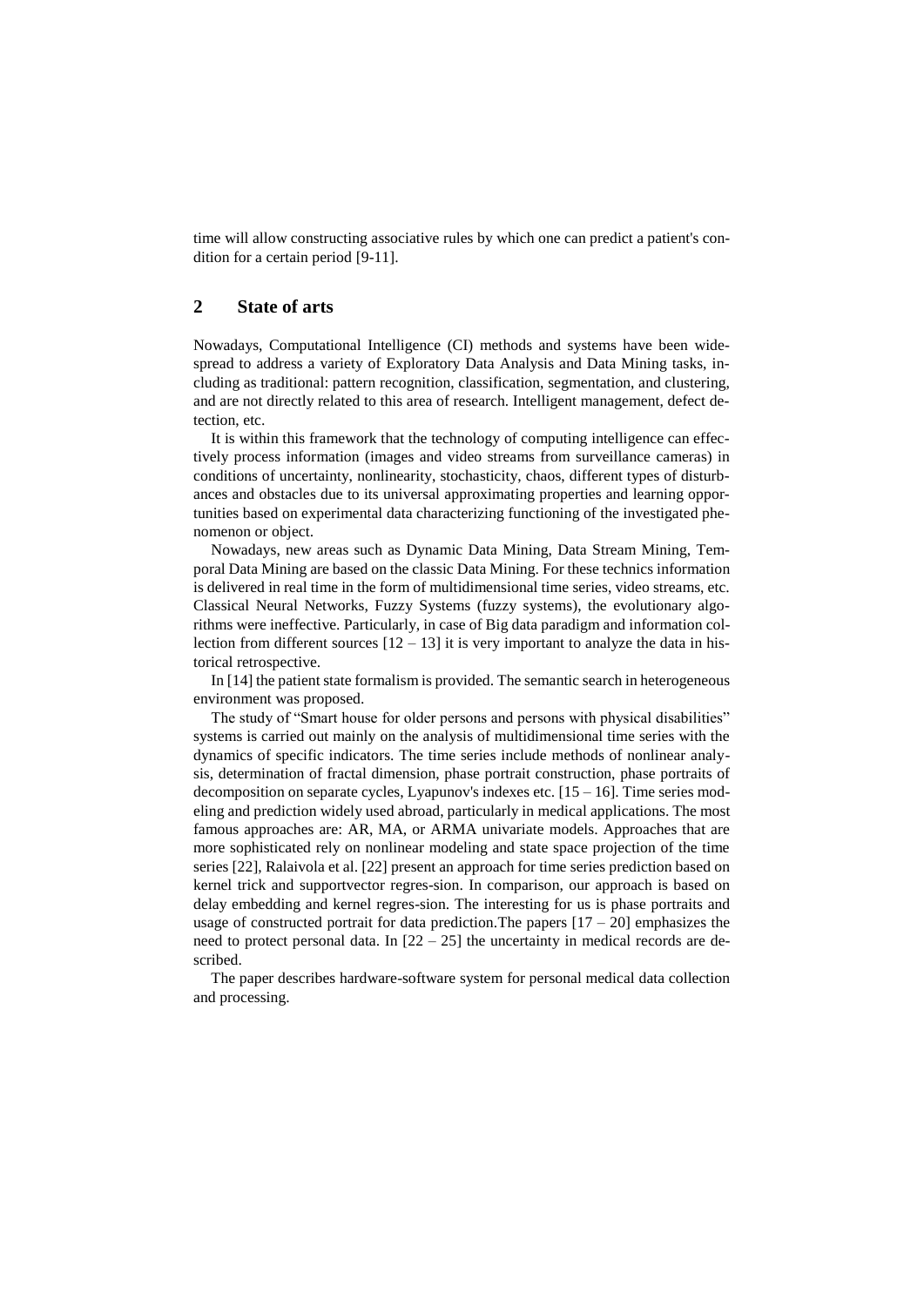time will allow constructing associative rules by which one can predict a patient's condition for a certain period [9-11].

## 2 State of arts

Nowadays, Computational Intelligence (CI) methods and systems have been widespread to address a variety of Exploratory Data Analysis and Data Mining tasks, including as traditional: pattern recognition, classification, segmentation, and clustering, and are not directly related to this area of research. Intelligent management, defect detection, etc.

It is within this framework that the technology of computing intelligence can effectively process information (images and video streams from surveillance cameras) in conditions of uncertainty, nonlinearity, stochasticity, chaos, different types of disturbances and obstacles due to its universal approximating properties and learning opportunities based on experimental data characterizing functioning of the investigated phenomenon or object.

Nowadays, new areas such as Dynamic Data Mining, Data Stream Mining, Temporal Data Mining are based on the classic Data Mining. For these technics information is delivered in real time in the form of multidimensional time series, video streams, etc. Classical Neural Networks, Fuzzy Systems (fuzzy systems), the evolutionary algorithms were ineffective. Particularly, in case of Big data paradigm and information collection from different sources [12 – 13] it is very important to analyze the data in historical retrospective.

In [14] the patient state formalism is provided. The semantic search in heterogeneous environment was proposed.

The study of "Smart house for older persons and persons with physical disabilities" systems is carried out mainly on the analysis of multidimensional time series with the dynamics of specific indicators. The time series include methods of nonlinear analysis, determination of fractal dimension, phase portrait construction, phase portraits of decomposition on separate cycles, Lyapunov's indexes etc. [15 – 16]. Time series modeling and prediction widely used abroad, particularly in medical applications. The most famous approaches are: AR, MA, or ARMA univariate models. Approaches that are more sophisticated rely on nonlinear modeling and state space projection of the time series [22], Ralaivola et al. [22] present an approach for time series prediction based on kernel trick and supportvector regres-sion. In comparison, our approach is based on delay embedding and kernel regres-sion. The interesting for us is phase portraits and usage of constructed portrait for data prediction.The papers [17 – 20] emphasizes the need to protect personal data. In [22 – 25] the uncertainty in medical records are described.

The paper describes hardware-software system for personal medical data collection and processing.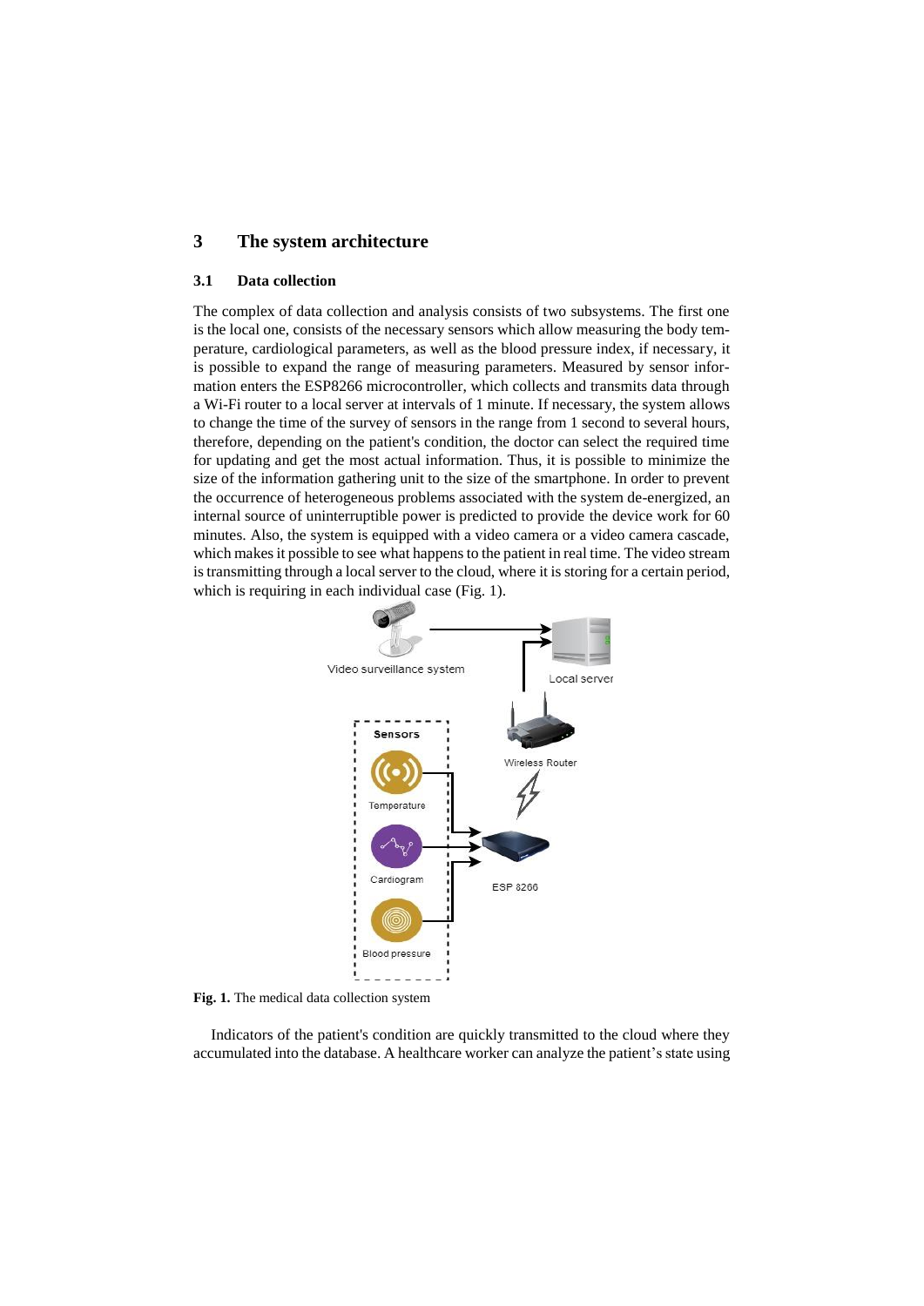## 3 The system architecture

### 3.1 Data collection

The complex of data collection and analysis consists of two subsystems. The first one is the local one, consists of the necessary sensors which allow measuring the body temperature, cardiological parameters, as well as the blood pressure index, if necessary, it is possible to expand the range of measuring parameters. Measured by sensor information enters the ESP8266 microcontroller, which collects and transmits data through a Wi-Fi router to a local server at intervals of 1 minute. If necessary, the system allows to change the time of the survey of sensors in the range from 1 second to several hours, therefore, depending on the patient's condition, the doctor can select the required time for updating and get the most actual information. Thus, it is possible to minimize the size of the information gathering unit to the size of the smartphone. In order to prevent the occurrence of heterogeneous problems associated with the system de-energized, an internal source of uninterruptible power is predicted to provide the device work for 60 minutes. Also, the system is equipped with a video camera or a video camera cascade, which makes it possible to see what happens to the patient in real time. The video stream is transmitting through a local server to the cloud, where it is storing for a certain period, which is requiring in each individual case (Fig. 1).

**Fig. 1.** The medical data collection system

Indicators of the patient's condition are quickly transmitted to the cloud where they accumulated into the database. A healthcare worker can analyze the patient's state using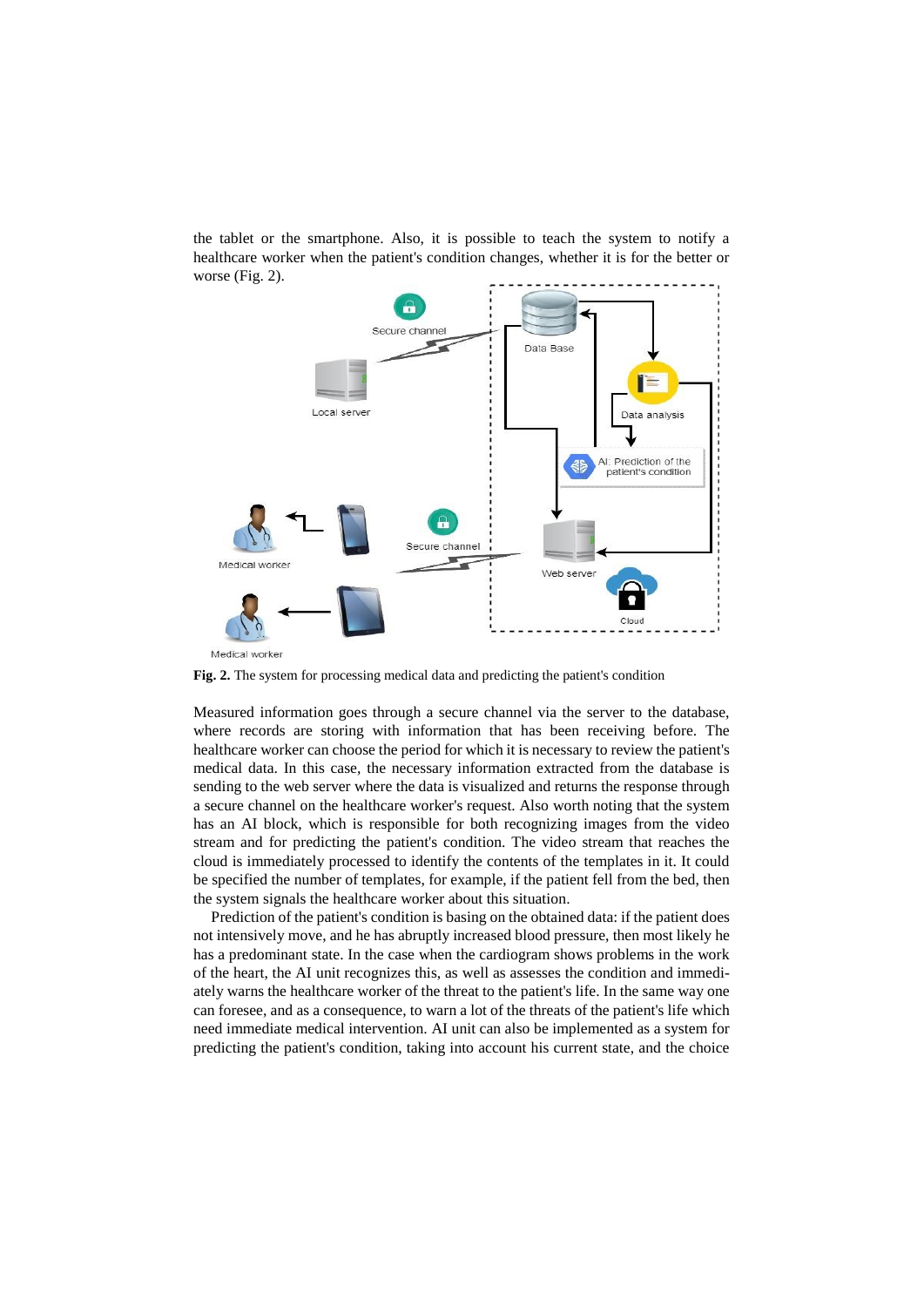the tablet or the smartphone. Also, it is possible to teach the system to notify a healthcare worker when the patient's condition changes, whether it is for the better or worse (Fig. 2).

**Fig. 2.** The system for processing medical data and predicting the patient's condition

Measured information goes through a secure channel via the server to the database, where records are storing with information that has been receiving before. The healthcare worker can choose the period for which it is necessary to review the patient's medical data. In this case, the necessary information extracted from the database is sending to the web server where the data is visualized and returns the response through a secure channel on the healthcare worker's request. Also worth noting that the system has an AI block, which is responsible for both recognizing images from the video stream and for predicting the patient's condition. The video stream that reaches the cloud is immediately processed to identify the contents of the templates in it. It could be specified the number of templates, for example, if the patient fell from the bed, then the system signals the healthcare worker about this situation.

Prediction of the patient's condition is basing on the obtained data: if the patient does not intensively move, and he has abruptly increased blood pressure, then most likely he has a predominant state. In the case when the cardiogram shows problems in the work of the heart, the AI unit recognizes this, as well as assesses the condition and immediately warns the healthcare worker of the threat to the patient's life. In the same way one can foresee, and as a consequence, to warn a lot of the threats of the patient's life which need immediate medical intervention. AI unit can also be implemented as a system for predicting the patient's condition, taking into account his current state, and the choice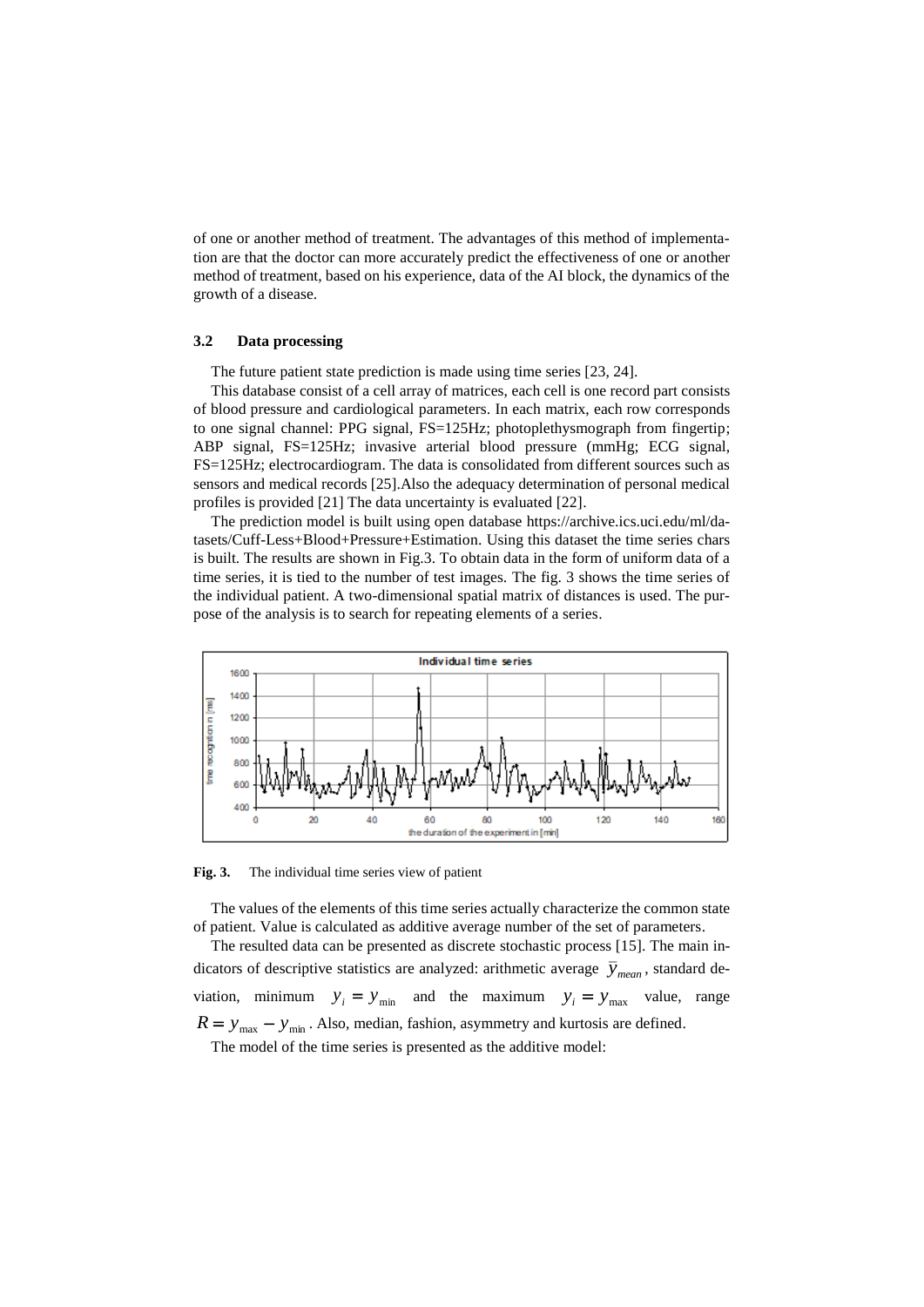of one or another method of treatment. The advantages of this method of implementation are that the doctor can more accurately predict the effectiveness of one or another method of treatment, based on his experience, data of the AI block, the dynamics of the growth of a disease.

### 3.2 Data processing

The future patient state prediction is made using time series [23, 24].

This database consist of a cell array of matrices, each cell is one record part consists of blood pressure and cardiological parameters. In each matrix, each row corresponds to one signal channel: PPG signal, FS=125Hz; photoplethysmograph from fingertip; ABP signal, FS=125Hz; invasive arterial blood pressure (mmHg; ECG signal, FS=125Hz; electrocardiogram. The data is consolidated from different sources such as sensors and medical records [25].Also the adequacy determination of personal medical profiles is provided [21] The data uncertainty is evaluated [22].

The prediction model is built using open database https://archive.ics.uci.edu/ml/datasets/Cuff-Less+Blood+Pressure+Estimation. Using this dataset the time series chars is built. The results are shown in Fig.3. To obtain data in the form of uniform data of a time series, it is tied to the number of test images. The fig. 3 shows the time series of the individual patient. A two-dimensional spatial matrix of distances is used. The purpose of the analysis is to search for repeating elements of a series.

**Fig. 3.** The individual time series view of patient

The values of the elements of this time series actually characterize the common state of patient. Value is calculated as additive average number of the set of parameters.

The resulted data can be presented as discrete stochastic process [15]. The main indicators of descriptive statistics are analyzed: arithmetic average $\bar{y}_{mean}$, standard deviation, minimum $y_i = y_{\min}$ and the maximum $y_i = y_{\max}$ value, range $R = y_{\max} - y_{\min}$. Also, median, fashion, asymmetry and kurtosis are defined.

The model of the time series is presented as the additive model: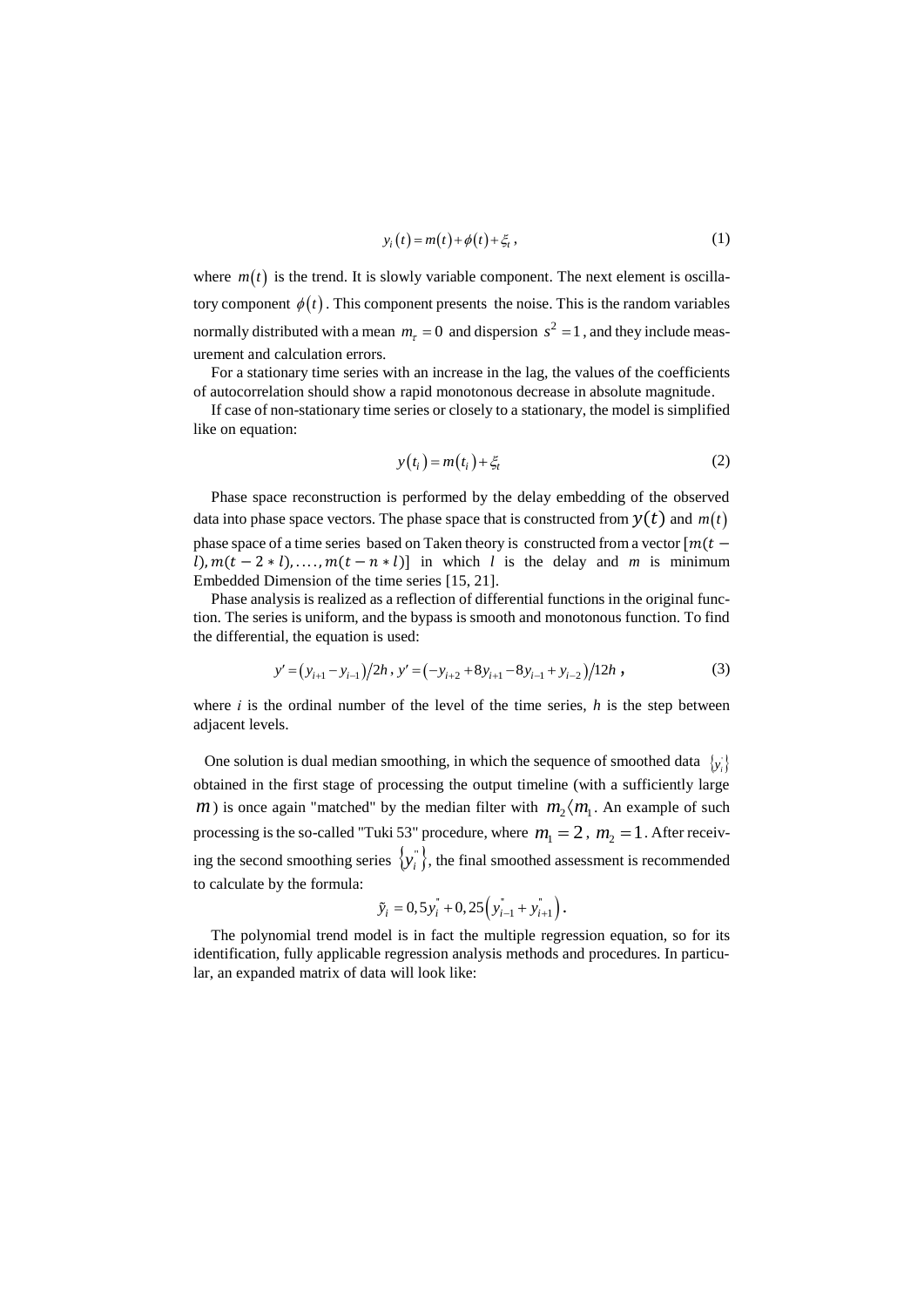$$y_i(t) = m(t) + \phi(t) + \xi_t, \tag{1}$$

where $m(t)$ is the trend. It is slowly variable component. The next element is oscillatory component $\phi(t)$. This component presents the noise. This is the random variables normally distributed with a mean $m_\varepsilon = 0$ and dispersion $s^2 = 1$, and they include measurement and calculation errors.

For a stationary time series with an increase in the lag, the values of the coefficients of autocorrelation should show a rapid monotonous decrease in absolute magnitude.

If case of non-stationary time series or closely to a stationary, the model is simplified like on equation:

$$y(t_i) = m(t_i) + \xi_t \tag{2}$$

Phase space reconstruction is performed by the delay embedding of the observed data into phase space vectors. The phase space that is constructed from $y(t)$ and $m(t)$ phase space of a time series based on Taken theory is constructed from a vector $[m(t - l), m(t - 2 * l), \ldots, m(t - n * l)]$ in which $l$ is the delay and $m$ is minimum Embedded Dimension of the time series [15, 21].

Phase analysis is realized as a reflection of differential functions in the original function. The series is uniform, and the bypass is smooth and monotonous function. To find the differential, the equation is used:

$$y' = (y_{i+1} - y_{i-1})/2h, \; y' = (-y_{i+2} + 8y_{i+1} - 8y_{i-1} + y_{i-2})/12h, \tag{3}$$

where $i$ is the ordinal number of the level of the time series, $h$ is the step between adjacent levels.

One solution is dual median smoothing, in which the sequence of smoothed data $\{y_i'\}$ obtained in the first stage of processing the output timeline (with a sufficiently large $m$) is once again "matched" by the median filter with $m_2 \langle m_1$. An example of such processing is the so-called "Tuki 53" procedure, where $m_1 = 2$, $m_2 = 1$. After receiving the second smoothing series $\{y_i''\}$, the final smoothed assessment is recommended to calculate by the formula:

$$\tilde{y}_i = 0,5y_i'' + 0,25\left(y_{i-1}'' + y_{i+1}''\right).$$

The polynomial trend model is in fact the multiple regression equation, so for its identification, fully applicable regression analysis methods and procedures. In particular, an expanded matrix of data will look like: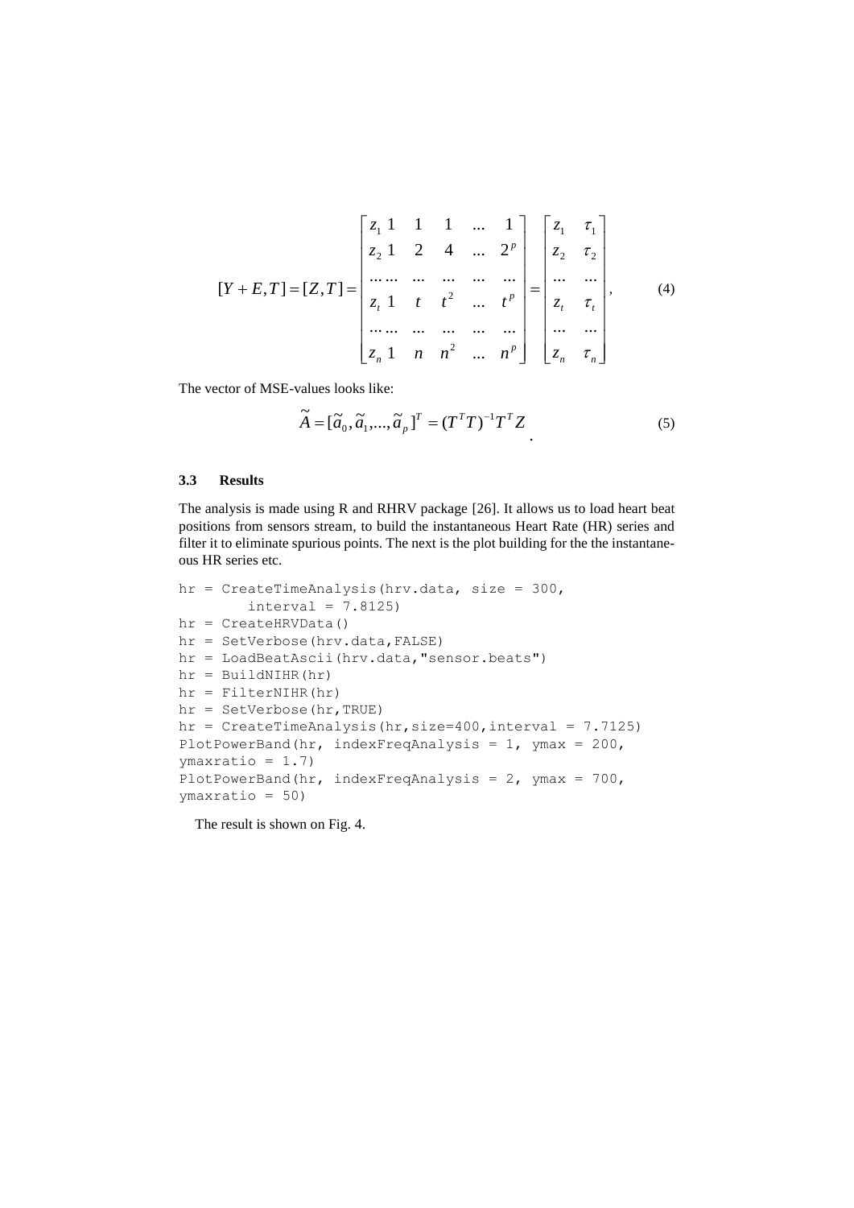$$[Y+E,T]=[Z,T]=\begin{bmatrix} z_1\ 1 & 1 & 1 & \ldots & 1 \\ z_2\ 1 & 2 & 4 & \ldots & 2^p \\ \ldots\ldots & \ldots & \ldots & \ldots & \ldots \\ z_t\ 1 & t & t^2 & \ldots & t^p \\ \ldots\ldots & \ldots & \ldots & \ldots & \ldots \\ z_n\ 1 & n & n^2 & \ldots & n^p \end{bmatrix}=\begin{bmatrix} z_1 & \tau_1 \\ z_2 & \tau_2 \\ \ldots & \ldots \\ z_t & \tau_t \\ \ldots & \ldots \\ z_n & \tau_n \end{bmatrix}, \tag{4}$$

The vector of MSE-values looks like:

$$\widetilde{A}=[\widetilde{a}_0,\widetilde{a}_1,\ldots,\widetilde{a}_p]^T=(T^T T)^{-1}T^T Z \tag{5}$$

### 3.3 Results

The analysis is made using R and RHRV package [26]. It allows us to load heart beat positions from sensors stream, to build the instantaneous Heart Rate (HR) series and filter it to eliminate spurious points. The next is the plot building for the the instantaneous HR series etc.

```
hr = CreateTimeAnalysis(hrv.data, size = 300,
        interval = 7.8125)
hr = CreateHRVData()
hr = SetVerbose(hrv.data,FALSE)
hr = LoadBeatAscii(hrv.data,"sensor.beats")
hr = BuildNIHR(hr)
hr = FilterNIHR(hr)
hr = SetVerbose(hr,TRUE)
hr = CreateTimeAnalysis(hr,size=400,interval = 7.7125)
PlotPowerBand(hr, indexFreqAnalysis = 1, ymax = 200,
ymaxratio = 1.7)
PlotPowerBand(hr, indexFreqAnalysis = 2, ymax = 700,
ymaxratio = 50)
```

The result is shown on Fig. 4.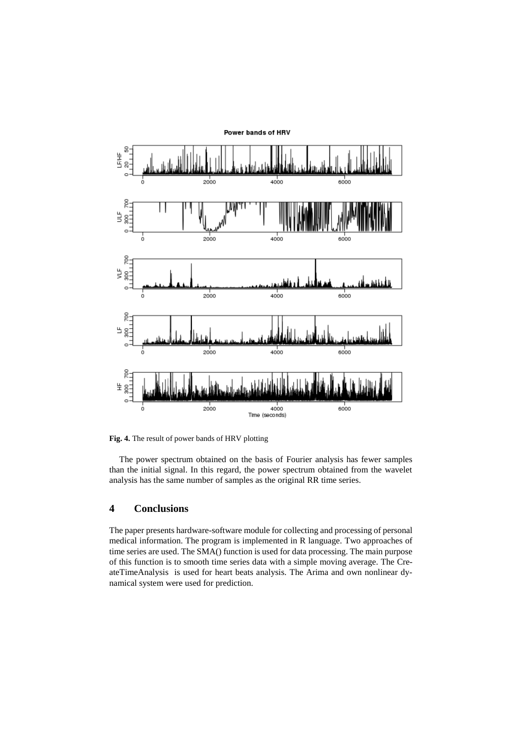**Fig. 4.** The result of power bands of HRV plotting

The power spectrum obtained on the basis of Fourier analysis has fewer samples than the initial signal. In this regard, the power spectrum obtained from the wavelet analysis has the same number of samples as the original RR time series.

## 4 Conclusions

The paper presents hardware-software module for collecting and processing of personal medical information. The program is implemented in R language. Two approaches of time series are used. The SMA() function is used for data processing. The main purpose of this function is to smooth time series data with a simple moving average. The CreateTimeAnalysis is used for heart beats analysis. The Arima and own nonlinear dynamical system were used for prediction.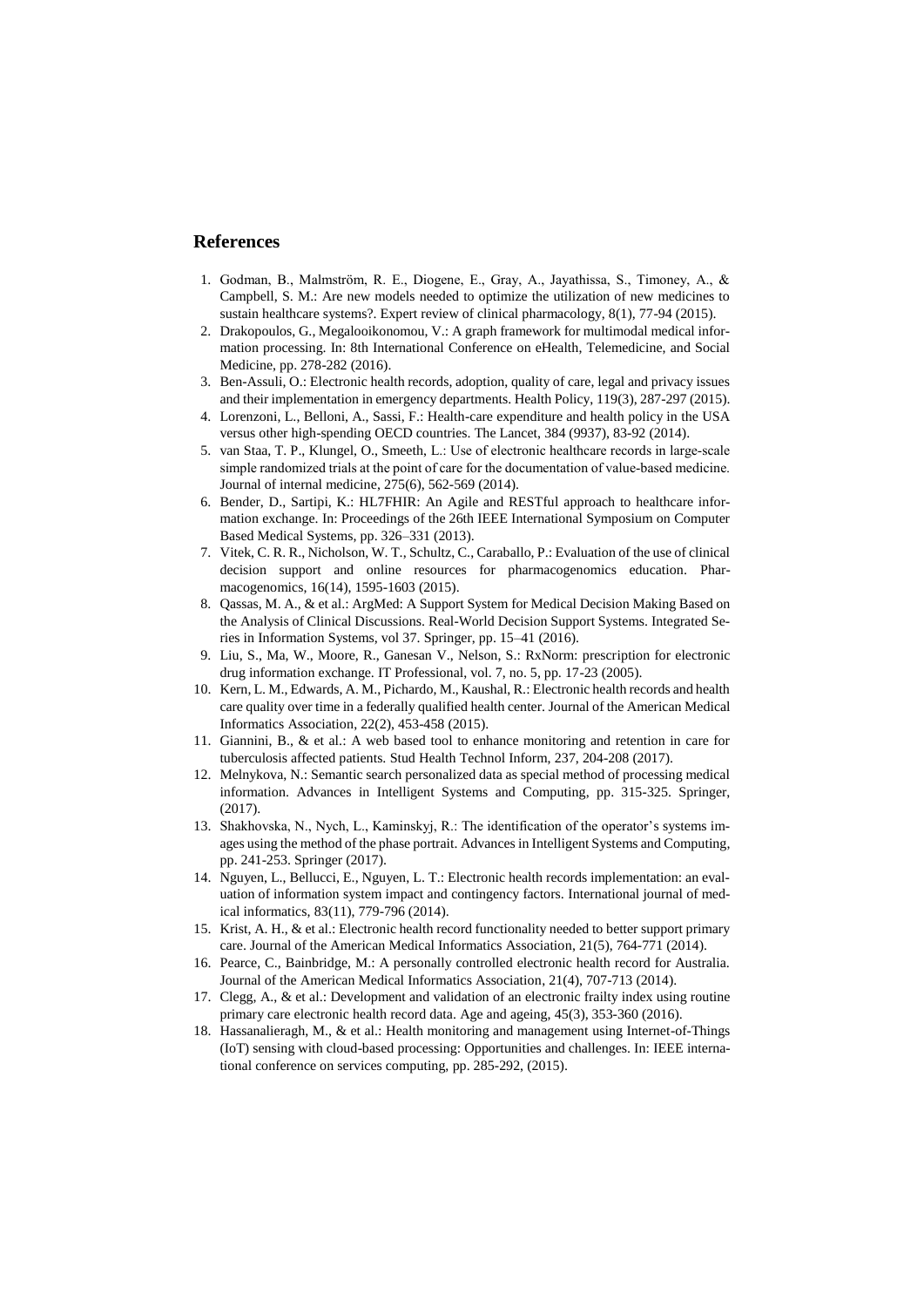## References

1. Godman, B., Malmström, R. E., Diogene, E., Gray, A., Jayathissa, S., Timoney, A., & Campbell, S. M.: Are new models needed to optimize the utilization of new medicines to sustain healthcare systems?. Expert review of clinical pharmacology, 8(1), 77-94 (2015).
2. Drakopoulos, G., Megalooikonomou, V.: A graph framework for multimodal medical information processing. In: 8th International Conference on eHealth, Telemedicine, and Social Medicine, pp. 278-282 (2016).
3. Ben-Assuli, O.: Electronic health records, adoption, quality of care, legal and privacy issues and their implementation in emergency departments. Health Policy, 119(3), 287-297 (2015).
4. Lorenzoni, L., Belloni, A., Sassi, F.: Health-care expenditure and health policy in the USA versus other high-spending OECD countries. The Lancet, 384 (9937), 83-92 (2014).
5. van Staa, T. P., Klungel, O., Smeeth, L.: Use of electronic healthcare records in large-scale simple randomized trials at the point of care for the documentation of value-based medicine. Journal of internal medicine, 275(6), 562-569 (2014).
6. Bender, D., Sartipi, K.: HL7FHIR: An Agile and RESTful approach to healthcare information exchange. In: Proceedings of the 26th IEEE International Symposium on Computer Based Medical Systems, pp. 326–331 (2013).
7. Vitek, C. R. R., Nicholson, W. T., Schultz, C., Caraballo, P.: Evaluation of the use of clinical decision support and online resources for pharmacogenomics education. Pharmacogenomics, 16(14), 1595-1603 (2015).
8. Qassas, M. A., & et al.: ArgMed: A Support System for Medical Decision Making Based on the Analysis of Clinical Discussions. Real-World Decision Support Systems. Integrated Series in Information Systems, vol 37. Springer, pp. 15–41 (2016).
9. Liu, S., Ma, W., Moore, R., Ganesan V., Nelson, S.: RxNorm: prescription for electronic drug information exchange. IT Professional, vol. 7, no. 5, pp. 17-23 (2005).
10. Kern, L. M., Edwards, A. M., Pichardo, M., Kaushal, R.: Electronic health records and health care quality over time in a federally qualified health center. Journal of the American Medical Informatics Association, 22(2), 453-458 (2015).
11. Giannini, B., & et al.: A web based tool to enhance monitoring and retention in care for tuberculosis affected patients. Stud Health Technol Inform, 237, 204-208 (2017).
12. Melnykova, N.: Semantic search personalized data as special method of processing medical information. Advances in Intelligent Systems and Computing, pp. 315-325. Springer, (2017).
13. Shakhovska, N., Nych, L., Kaminskyj, R.: The identification of the operator's systems images using the method of the phase portrait. Advances in Intelligent Systems and Computing, pp. 241-253. Springer (2017).
14. Nguyen, L., Bellucci, E., Nguyen, L. T.: Electronic health records implementation: an evaluation of information system impact and contingency factors. International journal of medical informatics, 83(11), 779-796 (2014).
15. Krist, A. H., & et al.: Electronic health record functionality needed to better support primary care. Journal of the American Medical Informatics Association, 21(5), 764-771 (2014).
16. Pearce, C., Bainbridge, M.: A personally controlled electronic health record for Australia. Journal of the American Medical Informatics Association, 21(4), 707-713 (2014).
17. Clegg, A., & et al.: Development and validation of an electronic frailty index using routine primary care electronic health record data. Age and ageing, 45(3), 353-360 (2016).
18. Hassanalieragh, M., & et al.: Health monitoring and management using Internet-of-Things (IoT) sensing with cloud-based processing: Opportunities and challenges. In: IEEE international conference on services computing, pp. 285-292, (2015).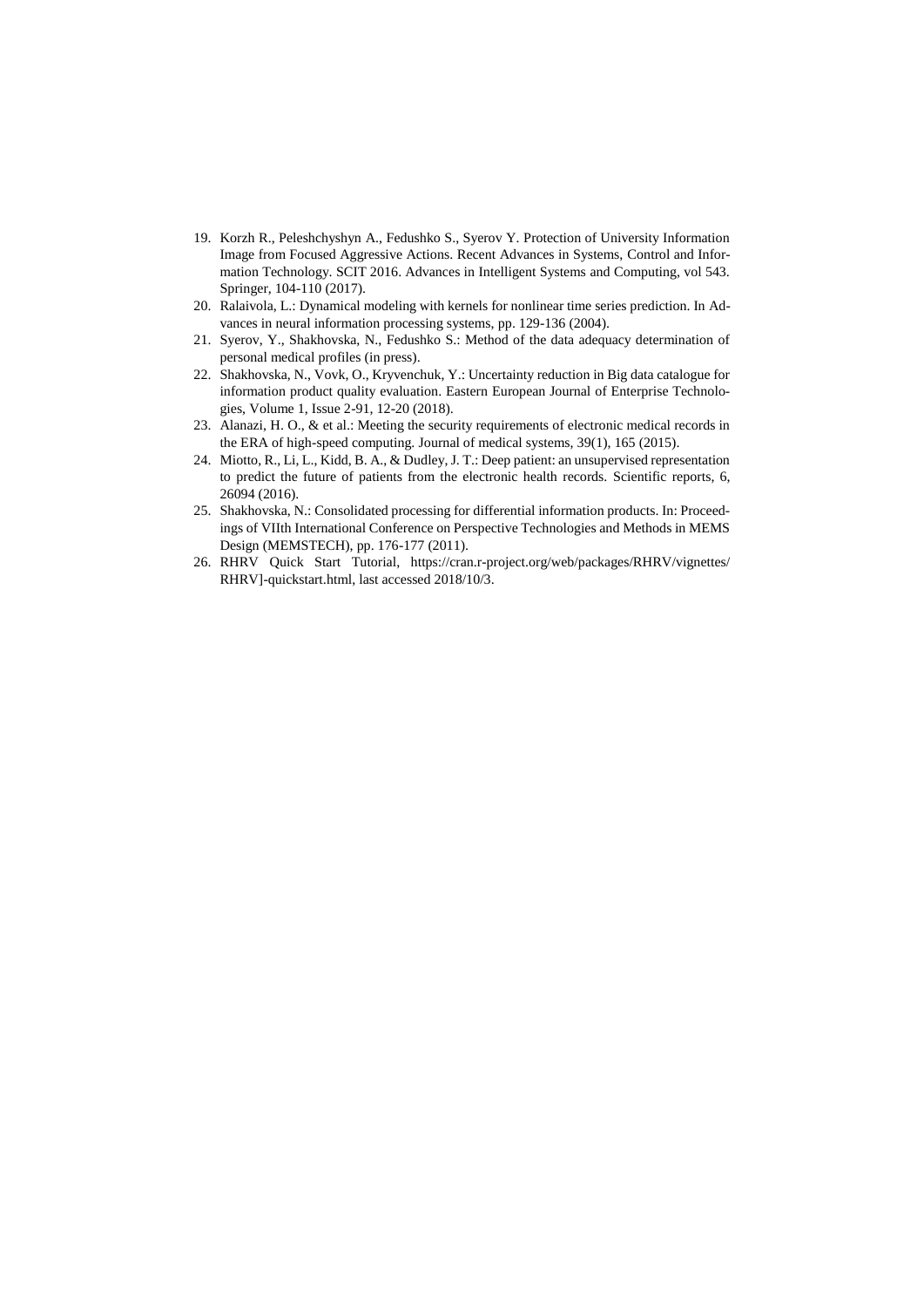19. Korzh R., Peleshchyshyn A., Fedushko S., Syerov Y. Protection of University Information Image from Focused Aggressive Actions. Recent Advances in Systems, Control and Information Technology. SCIT 2016. Advances in Intelligent Systems and Computing, vol 543. Springer, 104-110 (2017).
20. Ralaivola, L.: Dynamical modeling with kernels for nonlinear time series prediction. In Advances in neural information processing systems, pp. 129-136 (2004).
21. Syerov, Y., Shakhovska, N., Fedushko S.: Method of the data adequacy determination of personal medical profiles (in press).
22. Shakhovska, N., Vovk, O., Kryvenchuk, Y.: Uncertainty reduction in Big data catalogue for information product quality evaluation. Eastern European Journal of Enterprise Technologies, Volume 1, Issue 2-91, 12-20 (2018).
23. Alanazi, H. O., & et al.: Meeting the security requirements of electronic medical records in the ERA of high-speed computing. Journal of medical systems, 39(1), 165 (2015).
24. Miotto, R., Li, L., Kidd, B. A., & Dudley, J. T.: Deep patient: an unsupervised representation to predict the future of patients from the electronic health records. Scientific reports, 6, 26094 (2016).
25. Shakhovska, N.: Consolidated processing for differential information products. In: Proceedings of VIIth International Conference on Perspective Technologies and Methods in MEMS Design (MEMSTECH), pp. 176-177 (2011).
26. RHRV Quick Start Tutorial, https://cran.r-project.org/web/packages/RHRV/vignettes/RHRV]-quickstart.html, last accessed 2018/10/3.